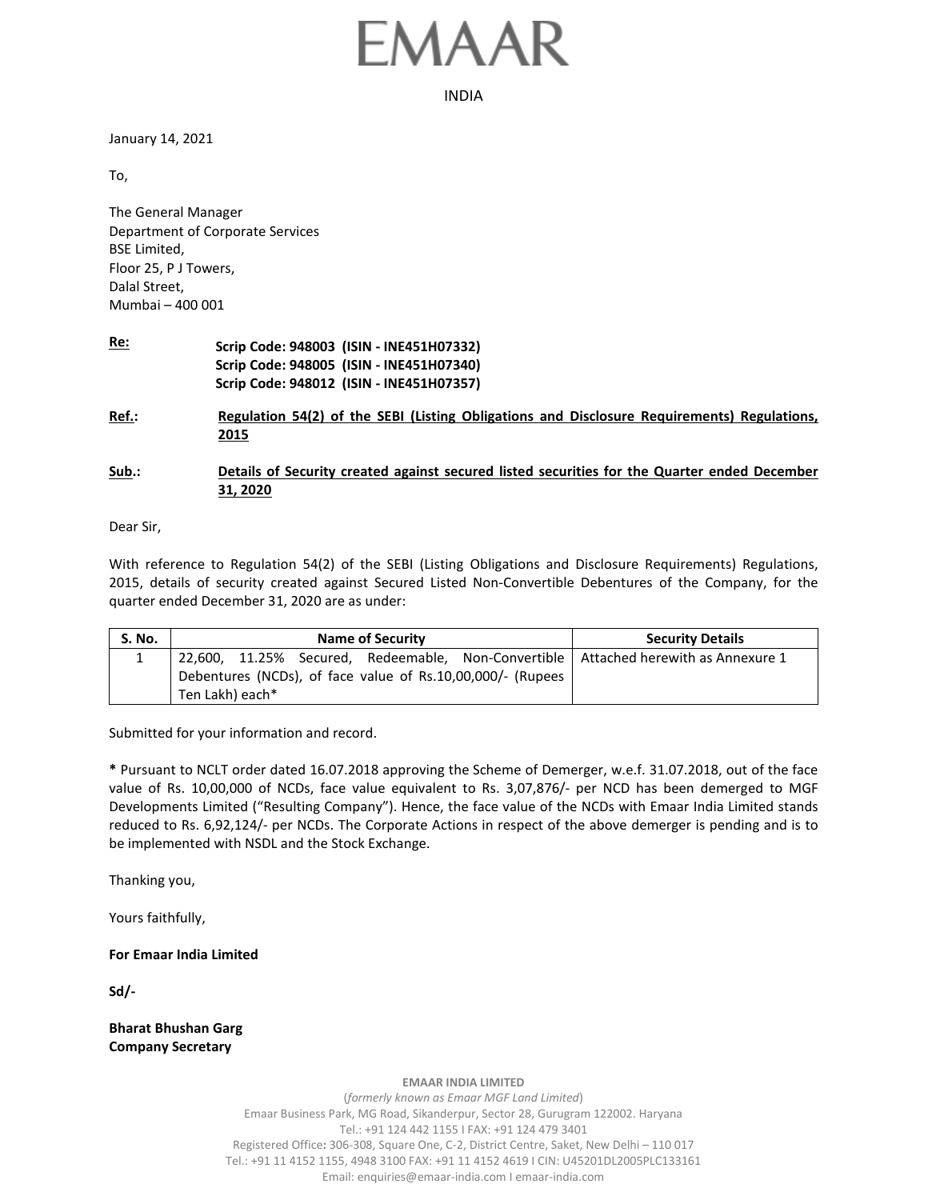# EMAAR

INDIA

January 14, 2021

To,

The General Manager
Department of Corporate Services
BSE Limited,
Floor 25, P J Towers,
Dalal Street,
Mumbai – 400 001

**Re:** **Scrip Code: 948003 (ISIN - INE451H07332)**
**Scrip Code: 948005 (ISIN - INE451H07340)**
**Scrip Code: 948012 (ISIN - INE451H07357)**

**Ref.:** **Regulation 54(2) of the SEBI (Listing Obligations and Disclosure Requirements) Regulations, 2015**

**Sub.:** **Details of Security created against secured listed securities for the Quarter ended December 31, 2020**

Dear Sir,

With reference to Regulation 54(2) of the SEBI (Listing Obligations and Disclosure Requirements) Regulations, 2015, details of security created against Secured Listed Non-Convertible Debentures of the Company, for the quarter ended December 31, 2020 are as under:

| S. No. | Name of Security | Security Details |
|---|---|---|
| 1 | 22,600, 11.25% Secured, Redeemable, Non-Convertible Debentures (NCDs), of face value of Rs.10,00,000/- (Rupees Ten Lakh) each* | Attached herewith as Annexure 1 |

Submitted for your information and record.

**\*** Pursuant to NCLT order dated 16.07.2018 approving the Scheme of Demerger, w.e.f. 31.07.2018, out of the face value of Rs. 10,00,000 of NCDs, face value equivalent to Rs. 3,07,876/- per NCD has been demerged to MGF Developments Limited ("Resulting Company"). Hence, the face value of the NCDs with Emaar India Limited stands reduced to Rs. 6,92,124/- per NCDs. The Corporate Actions in respect of the above demerger is pending and is to be implemented with NSDL and the Stock Exchange.

Thanking you,

Yours faithfully,

**For Emaar India Limited**

**Sd/-**

**Bharat Bhushan Garg**
**Company Secretary**

**EMAAR INDIA LIMITED**
(*formerly known as Emaar MGF Land Limited*)
Emaar Business Park, MG Road, Sikanderpur, Sector 28, Gurugram 122002. Haryana
Tel.: +91 124 442 1155 I FAX: +91 124 479 3401
Registered Office: 306-308, Square One, C-2, District Centre, Saket, New Delhi – 110 017
Tel.: +91 11 4152 1155, 4948 3100 FAX: +91 11 4152 4619 I CIN: U45201DL2005PLC133161
Email: enquiries@emaar-india.com I emaar-india.com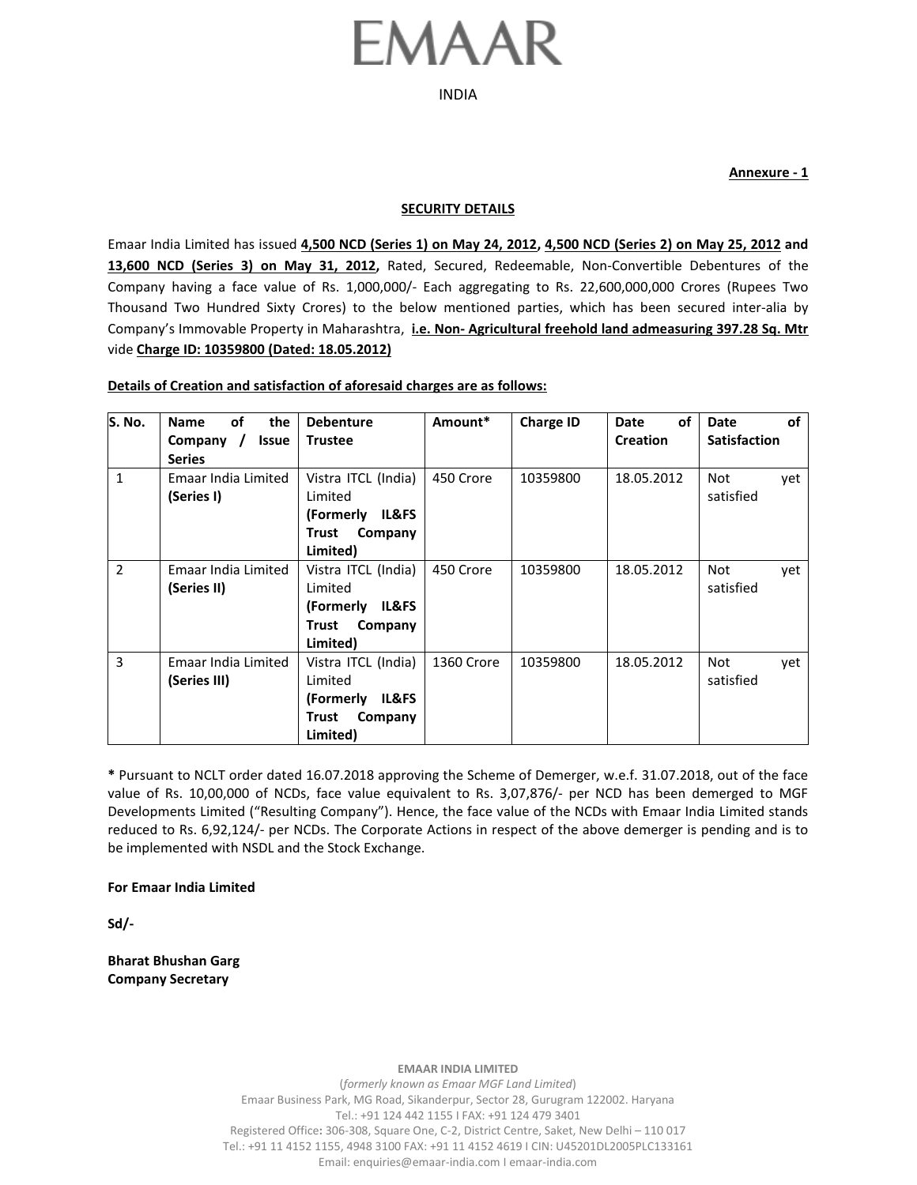# EMAAR

INDIA

**Annexure - 1**

## SECURITY DETAILS

Emaar India Limited has issued **4,500 NCD (Series 1) on May 24, 2012**, **4,500 NCD (Series 2) on May 25, 2012** and **13,600 NCD (Series 3) on May 31, 2012**, Rated, Secured, Redeemable, Non-Convertible Debentures of the Company having a face value of Rs. 1,000,000/- Each aggregating to Rs. 22,600,000,000 Crores (Rupees Two Thousand Two Hundred Sixty Crores) to the below mentioned parties, which has been secured inter-alia by Company's Immovable Property in Maharashtra, **i.e. Non- Agricultural freehold land admeasuring 397.28 Sq. Mtr** vide **Charge ID: 10359800 (Dated: 18.05.2012)**

**Details of Creation and satisfaction of aforesaid charges are as follows:**

| S. No. | Name of the Company / Issue Series | Debenture Trustee | Amount* | Charge ID | Date of Creation | Date of Satisfaction |
|---|---|---|---|---|---|---|
| 1 | Emaar India Limited **(Series I)** | Vistra ITCL (India) Limited **(Formerly IL&FS Trust Company Limited)** | 450 Crore | 10359800 | 18.05.2012 | Not yet satisfied |
| 2 | Emaar India Limited **(Series II)** | Vistra ITCL (India) Limited **(Formerly IL&FS Trust Company Limited)** | 450 Crore | 10359800 | 18.05.2012 | Not yet satisfied |
| 3 | Emaar India Limited **(Series III)** | Vistra ITCL (India) Limited **(Formerly IL&FS Trust Company Limited)** | 1360 Crore | 10359800 | 18.05.2012 | Not yet satisfied |

**\*** Pursuant to NCLT order dated 16.07.2018 approving the Scheme of Demerger, w.e.f. 31.07.2018, out of the face value of Rs. 10,00,000 of NCDs, face value equivalent to Rs. 3,07,876/- per NCD has been demerged to MGF Developments Limited ("Resulting Company"). Hence, the face value of the NCDs with Emaar India Limited stands reduced to Rs. 6,92,124/- per NCDs. The Corporate Actions in respect of the above demerger is pending and is to be implemented with NSDL and the Stock Exchange.

**For Emaar India Limited**

**Sd/-**

**Bharat Bhushan Garg**
**Company Secretary**

**EMAAR INDIA LIMITED**
(*formerly known as Emaar MGF Land Limited*)
Emaar Business Park, MG Road, Sikanderpur, Sector 28, Gurugram 122002. Haryana
Tel.: +91 124 442 1155 I FAX: +91 124 479 3401
Registered Office: 306-308, Square One, C-2, District Centre, Saket, New Delhi – 110 017
Tel.: +91 11 4152 1155, 4948 3100 FAX: +91 11 4152 4619 I CIN: U45201DL2005PLC133161
Email: enquiries@emaar-india.com I emaar-india.com